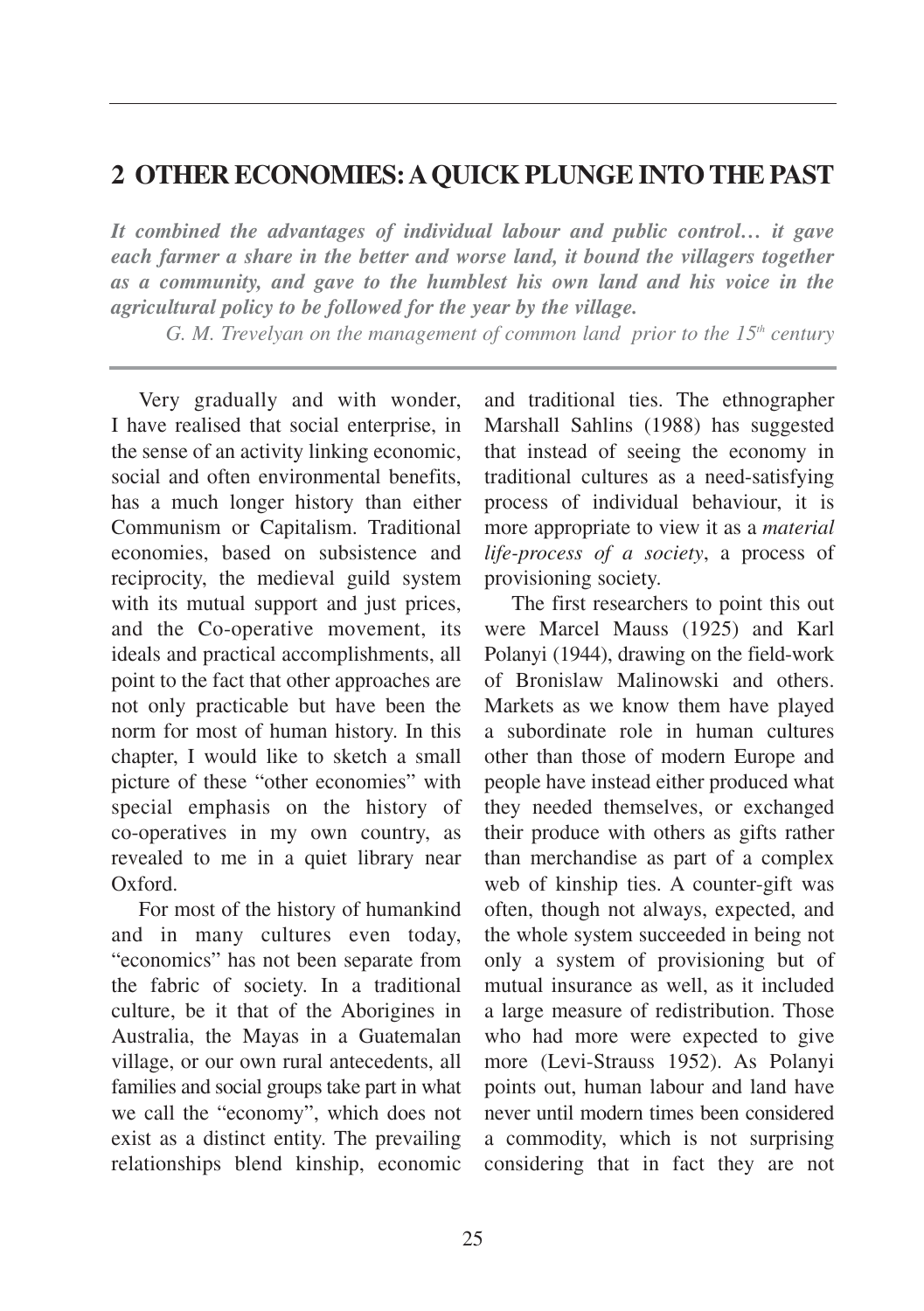## 2 OTHER ECONOMIES: A QUICK PLUNGE INTO THE PAST

***It combined the advantages of individual labour and public control… it gave each farmer a share in the better and worse land, it bound the villagers together as a community, and gave to the humblest his own land and his voice in the agricultural policy to be followed for the year by the village.***

*G. M. Trevelyan on the management of common land prior to the 15th century*

Very gradually and with wonder, I have realised that social enterprise, in the sense of an activity linking economic, social and often environmental benefits, has a much longer history than either Communism or Capitalism. Traditional economies, based on subsistence and reciprocity, the medieval guild system with its mutual support and just prices, and the Co-operative movement, its ideals and practical accomplishments, all point to the fact that other approaches are not only practicable but have been the norm for most of human history. In this chapter, I would like to sketch a small picture of these "other economies" with special emphasis on the history of co-operatives in my own country, as revealed to me in a quiet library near Oxford.

For most of the history of humankind and in many cultures even today, "economics" has not been separate from the fabric of society. In a traditional culture, be it that of the Aborigines in Australia, the Mayas in a Guatemalan village, or our own rural antecedents, all families and social groups take part in what we call the "economy", which does not exist as a distinct entity. The prevailing relationships blend kinship, economic and traditional ties. The ethnographer Marshall Sahlins (1988) has suggested that instead of seeing the economy in traditional cultures as a need-satisfying process of individual behaviour, it is more appropriate to view it as a *material life-process of a society*, a process of provisioning society.

The first researchers to point this out were Marcel Mauss (1925) and Karl Polanyi (1944), drawing on the field-work of Bronislaw Malinowski and others. Markets as we know them have played a subordinate role in human cultures other than those of modern Europe and people have instead either produced what they needed themselves, or exchanged their produce with others as gifts rather than merchandise as part of a complex web of kinship ties. A counter-gift was often, though not always, expected, and the whole system succeeded in being not only a system of provisioning but of mutual insurance as well, as it included a large measure of redistribution. Those who had more were expected to give more (Levi-Strauss 1952). As Polanyi points out, human labour and land have never until modern times been considered a commodity, which is not surprising considering that in fact they are not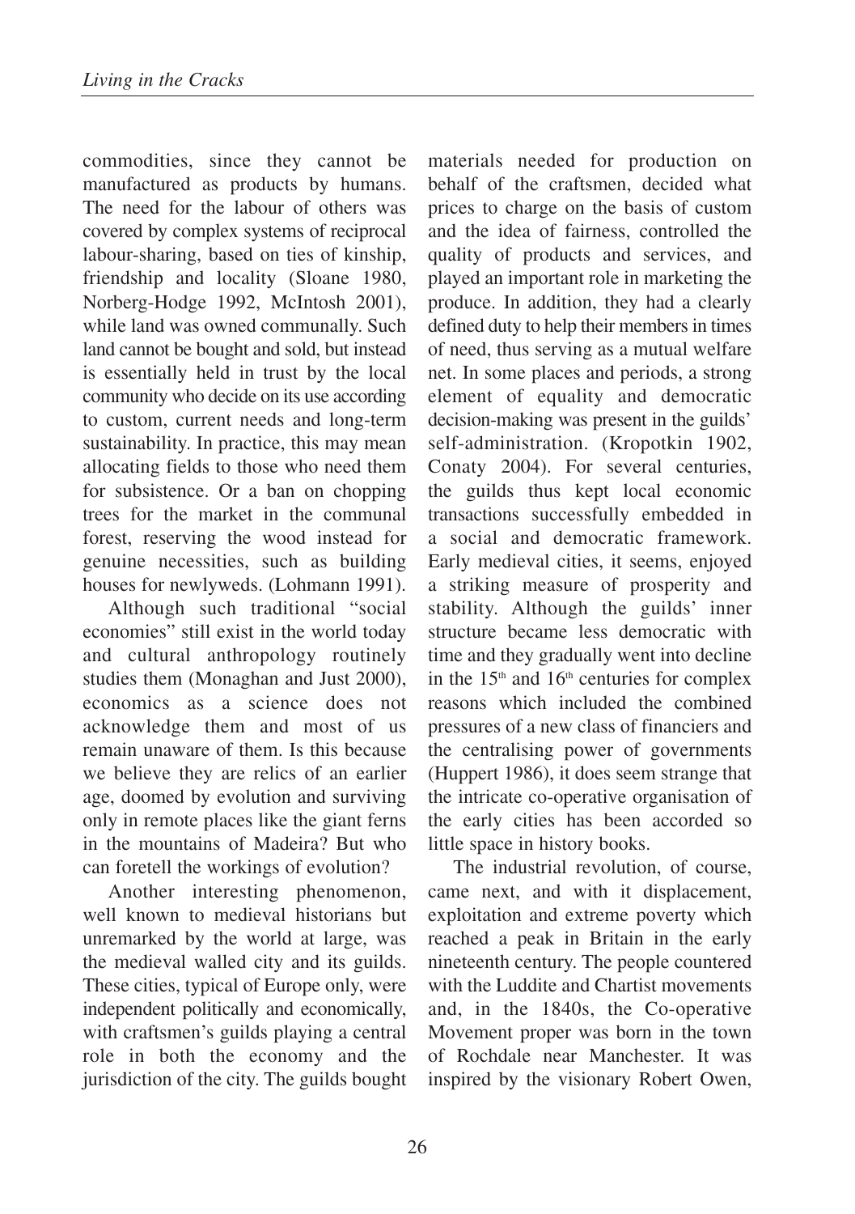commodities, since they cannot be manufactured as products by humans. The need for the labour of others was covered by complex systems of reciprocal labour-sharing, based on ties of kinship, friendship and locality (Sloane 1980, Norberg-Hodge 1992, McIntosh 2001), while land was owned communally. Such land cannot be bought and sold, but instead is essentially held in trust by the local community who decide on its use according to custom, current needs and long-term sustainability. In practice, this may mean allocating fields to those who need them for subsistence. Or a ban on chopping trees for the market in the communal forest, reserving the wood instead for genuine necessities, such as building houses for newlyweds. (Lohmann 1991).

Although such traditional "social economies" still exist in the world today and cultural anthropology routinely studies them (Monaghan and Just 2000), economics as a science does not acknowledge them and most of us remain unaware of them. Is this because we believe they are relics of an earlier age, doomed by evolution and surviving only in remote places like the giant ferns in the mountains of Madeira? But who can foretell the workings of evolution?

Another interesting phenomenon, well known to medieval historians but unremarked by the world at large, was the medieval walled city and its guilds. These cities, typical of Europe only, were independent politically and economically, with craftsmen's guilds playing a central role in both the economy and the jurisdiction of the city. The guilds bought materials needed for production on behalf of the craftsmen, decided what prices to charge on the basis of custom and the idea of fairness, controlled the quality of products and services, and played an important role in marketing the produce. In addition, they had a clearly defined duty to help their members in times of need, thus serving as a mutual welfare net. In some places and periods, a strong element of equality and democratic decision-making was present in the guilds' self-administration. (Kropotkin 1902, Conaty 2004). For several centuries, the guilds thus kept local economic transactions successfully embedded in a social and democratic framework. Early medieval cities, it seems, enjoyed a striking measure of prosperity and stability. Although the guilds' inner structure became less democratic with time and they gradually went into decline in the 15th and 16th centuries for complex reasons which included the combined pressures of a new class of financiers and the centralising power of governments (Huppert 1986), it does seem strange that the intricate co-operative organisation of the early cities has been accorded so little space in history books.

The industrial revolution, of course, came next, and with it displacement, exploitation and extreme poverty which reached a peak in Britain in the early nineteenth century. The people countered with the Luddite and Chartist movements and, in the 1840s, the Co-operative Movement proper was born in the town of Rochdale near Manchester. It was inspired by the visionary Robert Owen,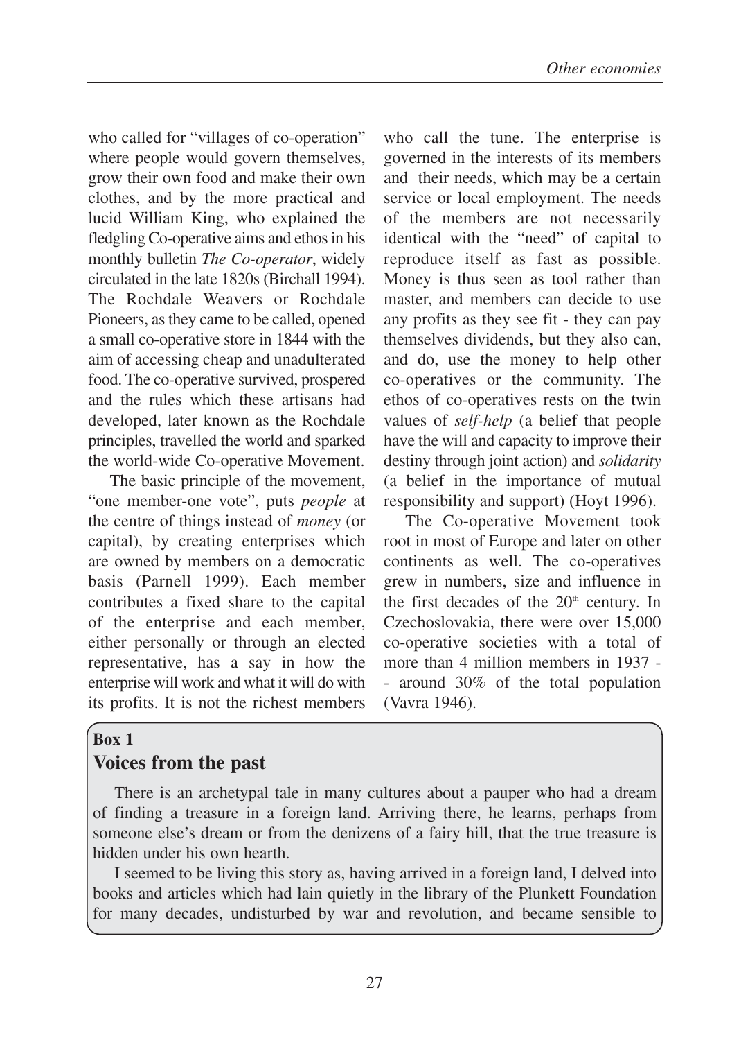who called for "villages of co-operation" where people would govern themselves, grow their own food and make their own clothes, and by the more practical and lucid William King, who explained the fledgling Co-operative aims and ethos in his monthly bulletin *The Co-operator*, widely circulated in the late 1820s (Birchall 1994). The Rochdale Weavers or Rochdale Pioneers, as they came to be called, opened a small co-operative store in 1844 with the aim of accessing cheap and unadulterated food. The co-operative survived, prospered and the rules which these artisans had developed, later known as the Rochdale principles, travelled the world and sparked the world-wide Co-operative Movement.

The basic principle of the movement, "one member-one vote", puts *people* at the centre of things instead of *money* (or capital), by creating enterprises which are owned by members on a democratic basis (Parnell 1999). Each member contributes a fixed share to the capital of the enterprise and each member, either personally or through an elected representative, has a say in how the enterprise will work and what it will do with its profits. It is not the richest members who call the tune. The enterprise is governed in the interests of its members and their needs, which may be a certain service or local employment. The needs of the members are not necessarily identical with the "need" of capital to reproduce itself as fast as possible. Money is thus seen as tool rather than master, and members can decide to use any profits as they see fit - they can pay themselves dividends, but they also can, and do, use the money to help other co-operatives or the community. The ethos of co-operatives rests on the twin values of *self-help* (a belief that people have the will and capacity to improve their destiny through joint action) and *solidarity* (a belief in the importance of mutual responsibility and support) (Hoyt 1996).

The Co-operative Movement took root in most of Europe and later on other continents as well. The co-operatives grew in numbers, size and influence in the first decades of the 20th century. In Czechoslovakia, there were over 15,000 co-operative societies with a total of more than 4 million members in 1937 -- around 30% of the total population (Vavra 1946).

**Box 1**

### Voices from the past

There is an archetypal tale in many cultures about a pauper who had a dream of finding a treasure in a foreign land. Arriving there, he learns, perhaps from someone else's dream or from the denizens of a fairy hill, that the true treasure is hidden under his own hearth.

I seemed to be living this story as, having arrived in a foreign land, I delved into books and articles which had lain quietly in the library of the Plunkett Foundation for many decades, undisturbed by war and revolution, and became sensible to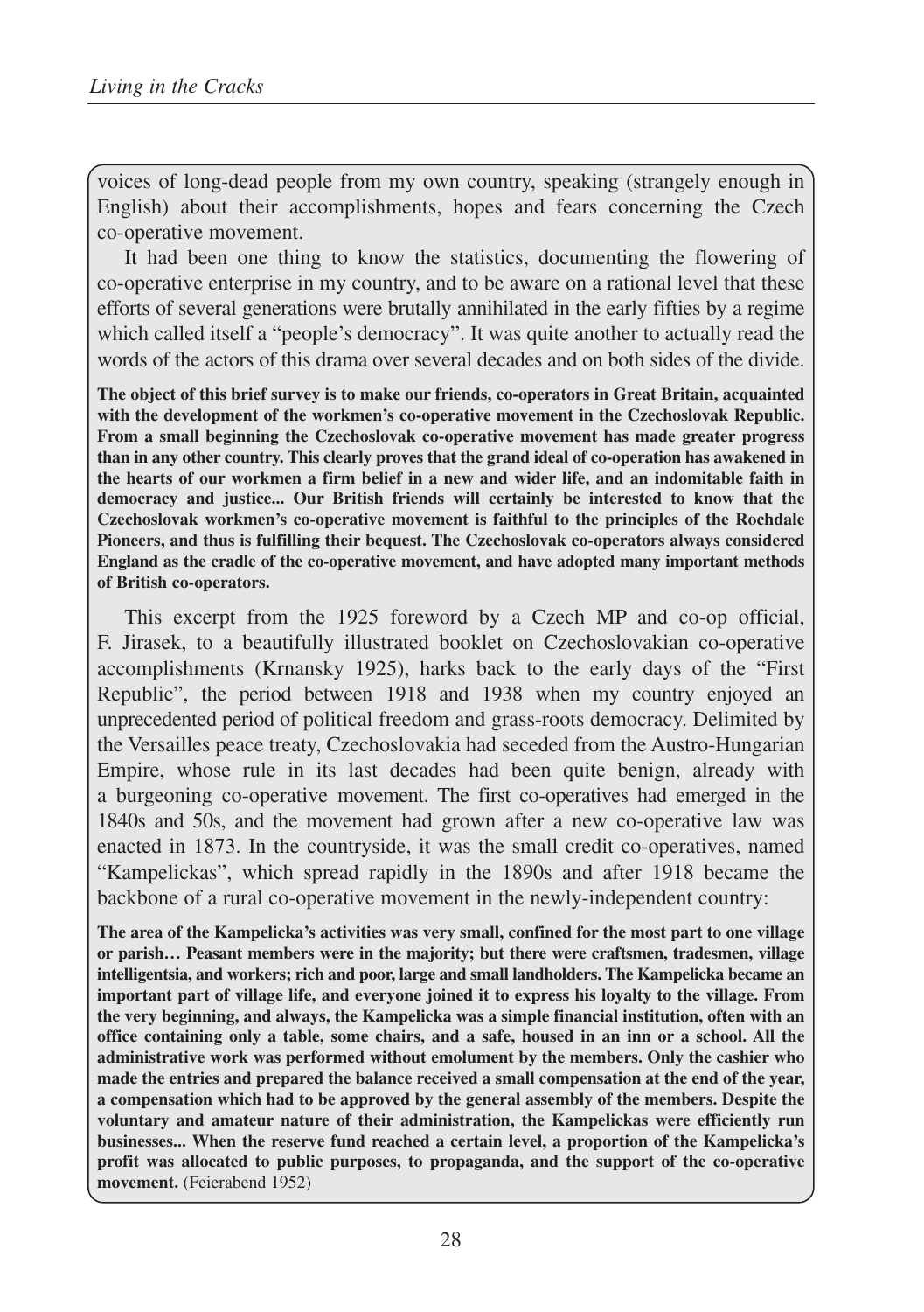voices of long-dead people from my own country, speaking (strangely enough in English) about their accomplishments, hopes and fears concerning the Czech co-operative movement.

It had been one thing to know the statistics, documenting the flowering of co-operative enterprise in my country, and to be aware on a rational level that these efforts of several generations were brutally annihilated in the early fifties by a regime which called itself a "people's democracy". It was quite another to actually read the words of the actors of this drama over several decades and on both sides of the divide.

**The object of this brief survey is to make our friends, co-operators in Great Britain, acquainted with the development of the workmen's co-operative movement in the Czechoslovak Republic. From a small beginning the Czechoslovak co-operative movement has made greater progress than in any other country. This clearly proves that the grand ideal of co-operation has awakened in the hearts of our workmen a firm belief in a new and wider life, and an indomitable faith in democracy and justice... Our British friends will certainly be interested to know that the Czechoslovak workmen's co-operative movement is faithful to the principles of the Rochdale Pioneers, and thus is fulfilling their bequest. The Czechoslovak co-operators always considered England as the cradle of the co-operative movement, and have adopted many important methods of British co-operators.**

This excerpt from the 1925 foreword by a Czech MP and co-op official, F. Jirasek, to a beautifully illustrated booklet on Czechoslovakian co-operative accomplishments (Krnansky 1925), harks back to the early days of the "First Republic", the period between 1918 and 1938 when my country enjoyed an unprecedented period of political freedom and grass-roots democracy. Delimited by the Versailles peace treaty, Czechoslovakia had seceded from the Austro-Hungarian Empire, whose rule in its last decades had been quite benign, already with a burgeoning co-operative movement. The first co-operatives had emerged in the 1840s and 50s, and the movement had grown after a new co-operative law was enacted in 1873. In the countryside, it was the small credit co-operatives, named "Kampelickas", which spread rapidly in the 1890s and after 1918 became the backbone of a rural co-operative movement in the newly-independent country:

**The area of the Kampelicka's activities was very small, confined for the most part to one village or parish… Peasant members were in the majority; but there were craftsmen, tradesmen, village intelligentsia, and workers; rich and poor, large and small landholders. The Kampelicka became an important part of village life, and everyone joined it to express his loyalty to the village. From the very beginning, and always, the Kampelicka was a simple financial institution, often with an office containing only a table, some chairs, and a safe, housed in an inn or a school. All the administrative work was performed without emolument by the members. Only the cashier who made the entries and prepared the balance received a small compensation at the end of the year, a compensation which had to be approved by the general assembly of the members. Despite the voluntary and amateur nature of their administration, the Kampelickas were efficiently run businesses... When the reserve fund reached a certain level, a proportion of the Kampelicka's profit was allocated to public purposes, to propaganda, and the support of the co-operative movement.** (Feierabend 1952)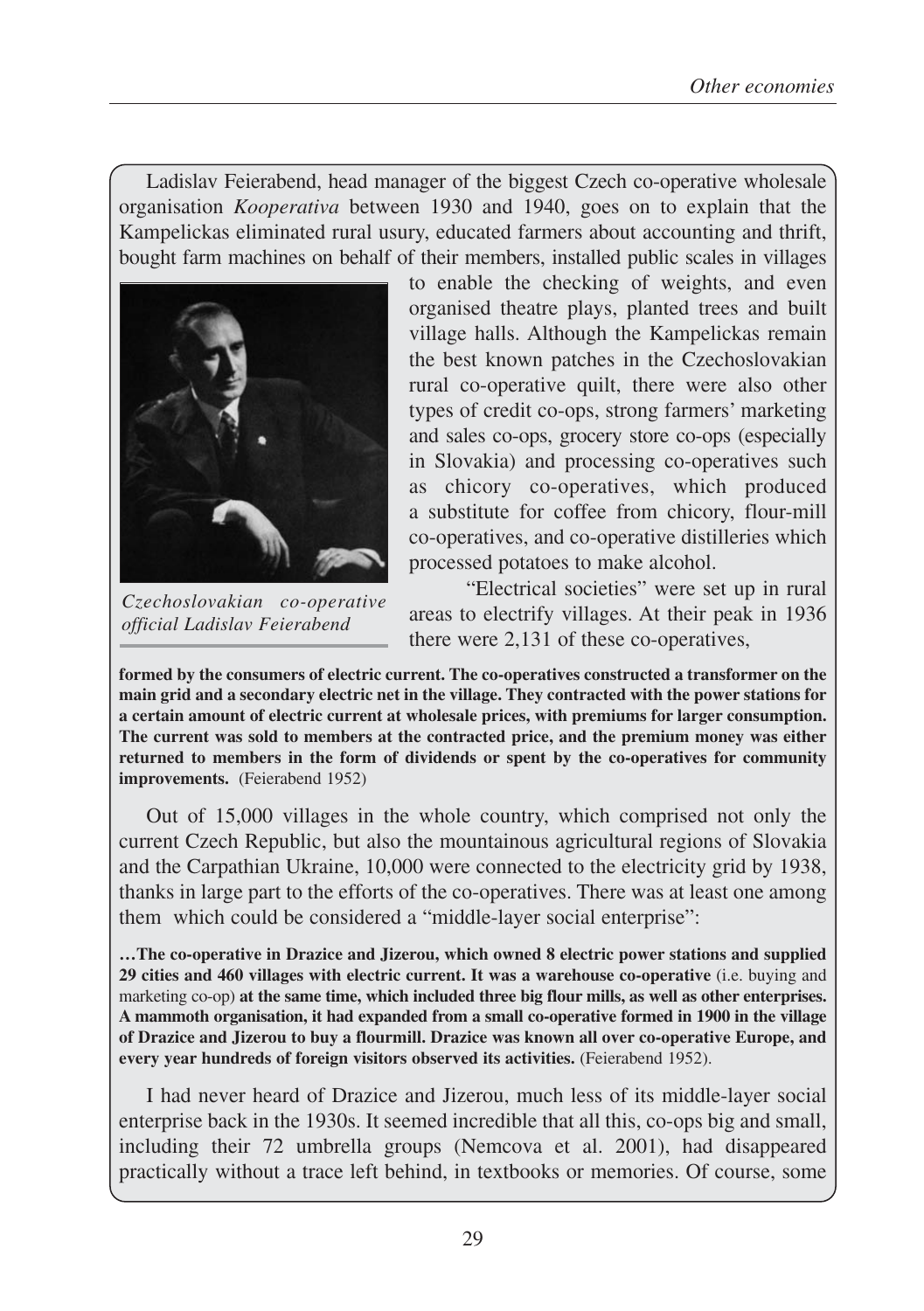Ladislav Feierabend, head manager of the biggest Czech co-operative wholesale organisation *Kooperativa* between 1930 and 1940, goes on to explain that the Kampelickas eliminated rural usury, educated farmers about accounting and thrift, bought farm machines on behalf of their members, installed public scales in villages to enable the checking of weights, and even organised theatre plays, planted trees and built village halls. Although the Kampelickas remain the best known patches in the Czechoslovakian rural co-operative quilt, there were also other types of credit co-ops, strong farmers' marketing and sales co-ops, grocery store co-ops (especially in Slovakia) and processing co-operatives such as chicory co-operatives, which produced a substitute for coffee from chicory, flour-mill co-operatives, and co-operative distilleries which processed potatoes to make alcohol.

*Czechoslovakian co-operative official Ladislav Feierabend*

"Electrical societies" were set up in rural areas to electrify villages. At their peak in 1936 there were 2,131 of these co-operatives,

**formed by the consumers of electric current. The co-operatives constructed a transformer on the main grid and a secondary electric net in the village. They contracted with the power stations for a certain amount of electric current at wholesale prices, with premiums for larger consumption. The current was sold to members at the contracted price, and the premium money was either returned to members in the form of dividends or spent by the co-operatives for community improvements.** (Feierabend 1952)

Out of 15,000 villages in the whole country, which comprised not only the current Czech Republic, but also the mountainous agricultural regions of Slovakia and the Carpathian Ukraine, 10,000 were connected to the electricity grid by 1938, thanks in large part to the efforts of the co-operatives. There was at least one among them which could be considered a "middle-layer social enterprise":

**…The co-operative in Drazice and Jizerou, which owned 8 electric power stations and supplied 29 cities and 460 villages with electric current. It was a warehouse co-operative** (i.e. buying and marketing co-op) **at the same time, which included three big flour mills, as well as other enterprises. A mammoth organisation, it had expanded from a small co-operative formed in 1900 in the village of Drazice and Jizerou to buy a flourmill. Drazice was known all over co-operative Europe, and every year hundreds of foreign visitors observed its activities.** (Feierabend 1952).

I had never heard of Drazice and Jizerou, much less of its middle-layer social enterprise back in the 1930s. It seemed incredible that all this, co-ops big and small, including their 72 umbrella groups (Nemcova et al. 2001), had disappeared practically without a trace left behind, in textbooks or memories. Of course, some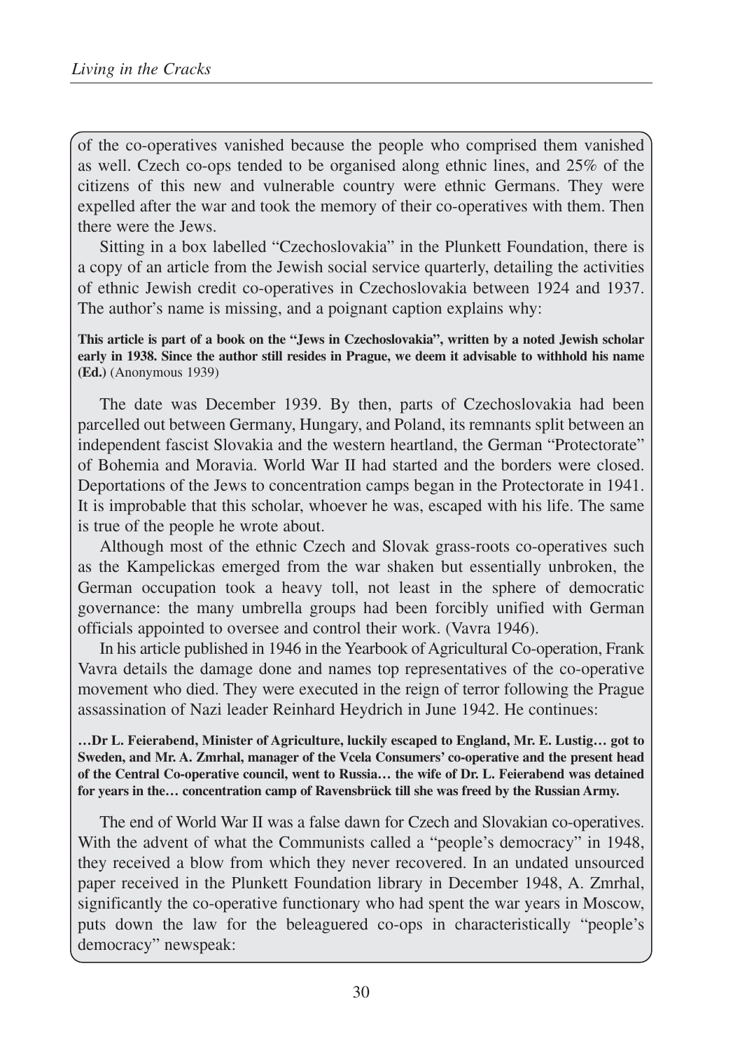of the co-operatives vanished because the people who comprised them vanished as well. Czech co-ops tended to be organised along ethnic lines, and 25% of the citizens of this new and vulnerable country were ethnic Germans. They were expelled after the war and took the memory of their co-operatives with them. Then there were the Jews.

Sitting in a box labelled "Czechoslovakia" in the Plunkett Foundation, there is a copy of an article from the Jewish social service quarterly, detailing the activities of ethnic Jewish credit co-operatives in Czechoslovakia between 1924 and 1937. The author's name is missing, and a poignant caption explains why:

**This article is part of a book on the "Jews in Czechoslovakia", written by a noted Jewish scholar early in 1938. Since the author still resides in Prague, we deem it advisable to withhold his name (Ed.)** (Anonymous 1939)

The date was December 1939. By then, parts of Czechoslovakia had been parcelled out between Germany, Hungary, and Poland, its remnants split between an independent fascist Slovakia and the western heartland, the German "Protectorate" of Bohemia and Moravia. World War II had started and the borders were closed. Deportations of the Jews to concentration camps began in the Protectorate in 1941. It is improbable that this scholar, whoever he was, escaped with his life. The same is true of the people he wrote about.

Although most of the ethnic Czech and Slovak grass-roots co-operatives such as the Kampelickas emerged from the war shaken but essentially unbroken, the German occupation took a heavy toll, not least in the sphere of democratic governance: the many umbrella groups had been forcibly unified with German officials appointed to oversee and control their work. (Vavra 1946).

In his article published in 1946 in the Yearbook of Agricultural Co-operation, Frank Vavra details the damage done and names top representatives of the co-operative movement who died. They were executed in the reign of terror following the Prague assassination of Nazi leader Reinhard Heydrich in June 1942. He continues:

**…Dr L. Feierabend, Minister of Agriculture, luckily escaped to England, Mr. E. Lustig… got to Sweden, and Mr. A. Zmrhal, manager of the Vcela Consumers' co-operative and the present head of the Central Co-operative council, went to Russia… the wife of Dr. L. Feierabend was detained for years in the… concentration camp of Ravensbrück till she was freed by the Russian Army.**

The end of World War II was a false dawn for Czech and Slovakian co-operatives. With the advent of what the Communists called a "people's democracy" in 1948, they received a blow from which they never recovered. In an undated unsourced paper received in the Plunkett Foundation library in December 1948, A. Zmrhal, significantly the co-operative functionary who had spent the war years in Moscow, puts down the law for the beleaguered co-ops in characteristically "people's democracy" newspeak: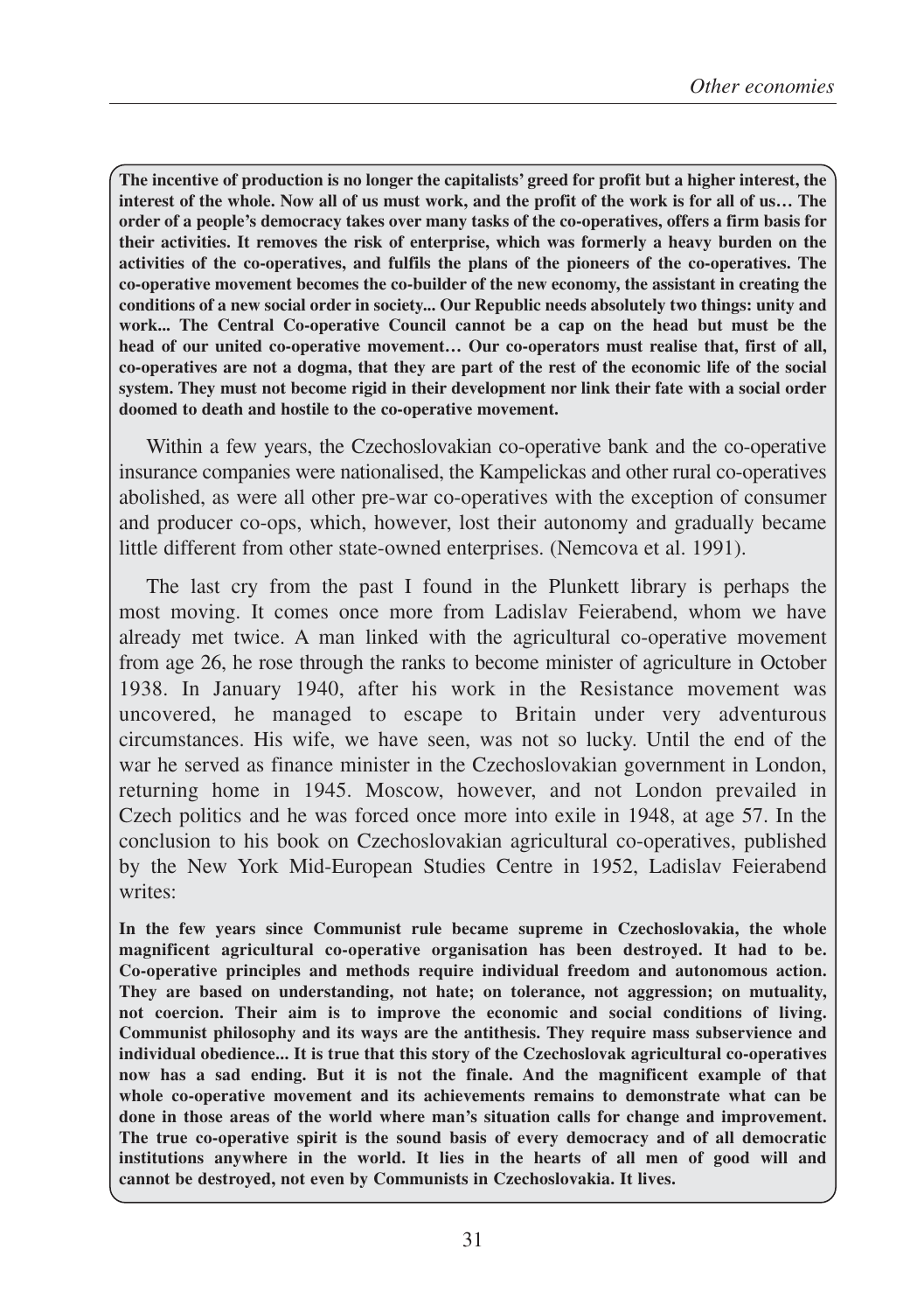**The incentive of production is no longer the capitalists' greed for profit but a higher interest, the interest of the whole. Now all of us must work, and the profit of the work is for all of us… The order of a people's democracy takes over many tasks of the co-operatives, offers a firm basis for their activities. It removes the risk of enterprise, which was formerly a heavy burden on the activities of the co-operatives, and fulfils the plans of the pioneers of the co-operatives. The co-operative movement becomes the co-builder of the new economy, the assistant in creating the conditions of a new social order in society... Our Republic needs absolutely two things: unity and work... The Central Co-operative Council cannot be a cap on the head but must be the head of our united co-operative movement… Our co-operators must realise that, first of all, co-operatives are not a dogma, that they are part of the rest of the economic life of the social system. They must not become rigid in their development nor link their fate with a social order doomed to death and hostile to the co-operative movement.**

Within a few years, the Czechoslovakian co-operative bank and the co-operative insurance companies were nationalised, the Kampelickas and other rural co-operatives abolished, as were all other pre-war co-operatives with the exception of consumer and producer co-ops, which, however, lost their autonomy and gradually became little different from other state-owned enterprises. (Nemcova et al. 1991).

The last cry from the past I found in the Plunkett library is perhaps the most moving. It comes once more from Ladislav Feierabend, whom we have already met twice. A man linked with the agricultural co-operative movement from age 26, he rose through the ranks to become minister of agriculture in October 1938. In January 1940, after his work in the Resistance movement was uncovered, he managed to escape to Britain under very adventurous circumstances. His wife, we have seen, was not so lucky. Until the end of the war he served as finance minister in the Czechoslovakian government in London, returning home in 1945. Moscow, however, and not London prevailed in Czech politics and he was forced once more into exile in 1948, at age 57. In the conclusion to his book on Czechoslovakian agricultural co-operatives, published by the New York Mid-European Studies Centre in 1952, Ladislav Feierabend writes:

**In the few years since Communist rule became supreme in Czechoslovakia, the whole magnificent agricultural co-operative organisation has been destroyed. It had to be. Co-operative principles and methods require individual freedom and autonomous action. They are based on understanding, not hate; on tolerance, not aggression; on mutuality, not coercion. Their aim is to improve the economic and social conditions of living. Communist philosophy and its ways are the antithesis. They require mass subservience and individual obedience... It is true that this story of the Czechoslovak agricultural co-operatives now has a sad ending. But it is not the finale. And the magnificent example of that whole co-operative movement and its achievements remains to demonstrate what can be done in those areas of the world where man's situation calls for change and improvement. The true co-operative spirit is the sound basis of every democracy and of all democratic institutions anywhere in the world. It lies in the hearts of all men of good will and cannot be destroyed, not even by Communists in Czechoslovakia. It lives.**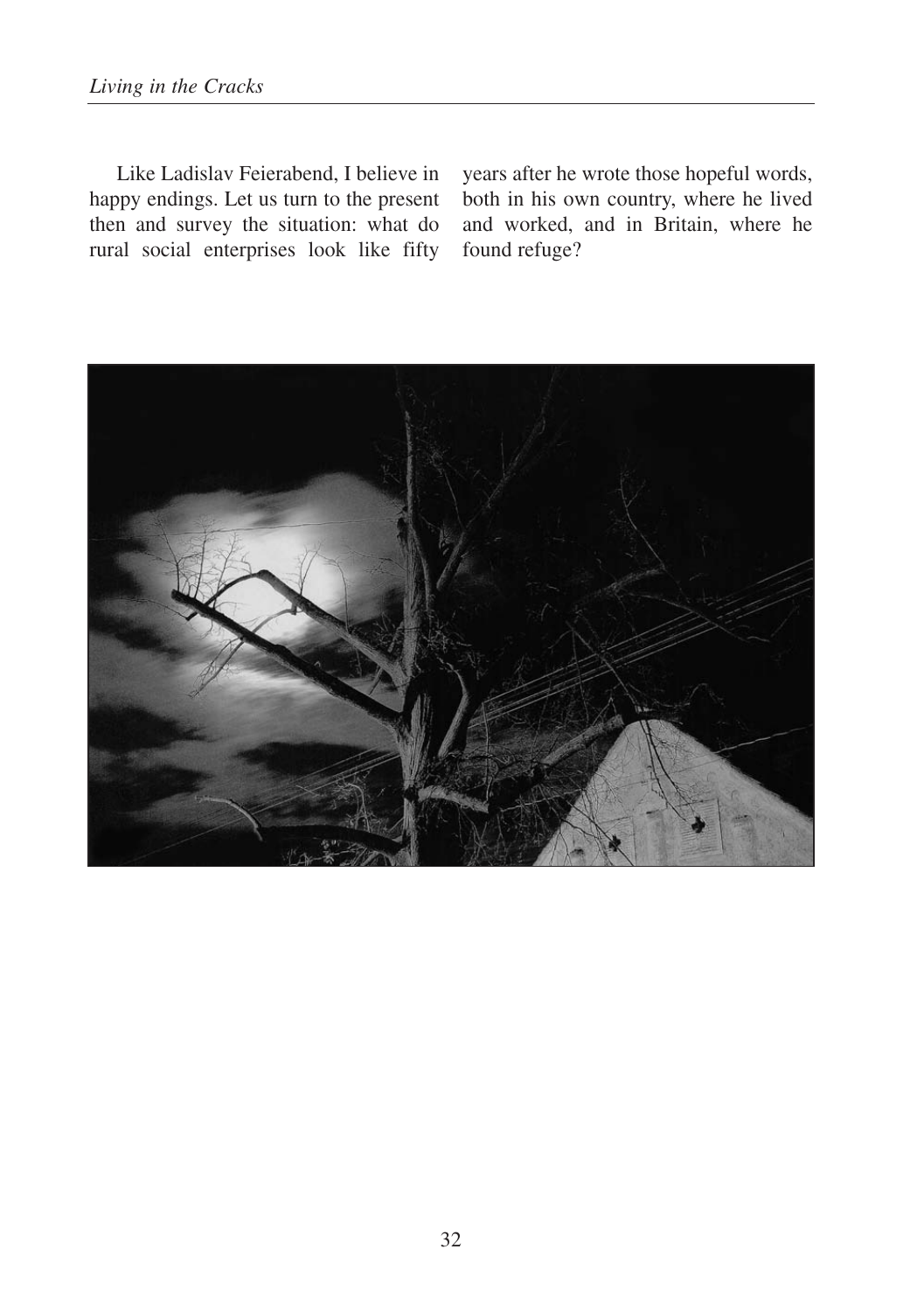Like Ladislav Feierabend, I believe in happy endings. Let us turn to the present then and survey the situation: what do rural social enterprises look like fifty years after he wrote those hopeful words, both in his own country, where he lived and worked, and in Britain, where he found refuge?